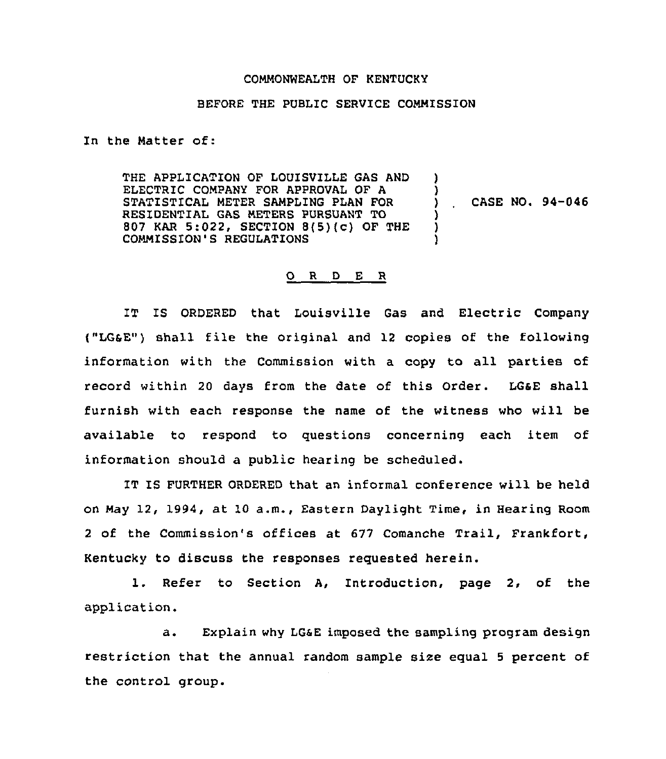COMMONWEALTH OF KENTUCKY

BEFORE THE PUBLIC SERVICE COMMISSION

In the Matter of:

THE APPLICATION OF LOUISVILLE GAS AND ELECTRIC COMPANY FOR APPROVAL OF A STATISTICAL METER SAMPLING PLAN FOR RESIDENTIAL GAS METERS PURSUANT TO 807 KAR 5:022, SECTION 8(5)(c) OF THE COMMISSION'S REGULATIONS ) CASE NO. 94-046

## O R D E R

IT IS ORDERED that Louisville Gas and Electric Company ("LG&E") shall file the original and 12 copies of the following information with the Commission with a copy to all parties of record within 20 days from the date of this Order. LG&E shall furnish with each response the name of the witness who will be available to respond to questions concerning each item of information should a public hearing be scheduled.

IT IS FURTHER ORDERED that an informal conference will be held on May 12, 1994, at 10 a.m., Eastern Daylight Time, in Hearing Room 2 of the Commission's offices at 677 Comanche Trail, Frankfort, Kentucky to discuss the responses requested herein.

1. Refer to Section A, Introduction, page 2, of the application.

   a. Explain why LG&E imposed the sampling program design restriction that the annual random sample size equal 5 percent of the control group.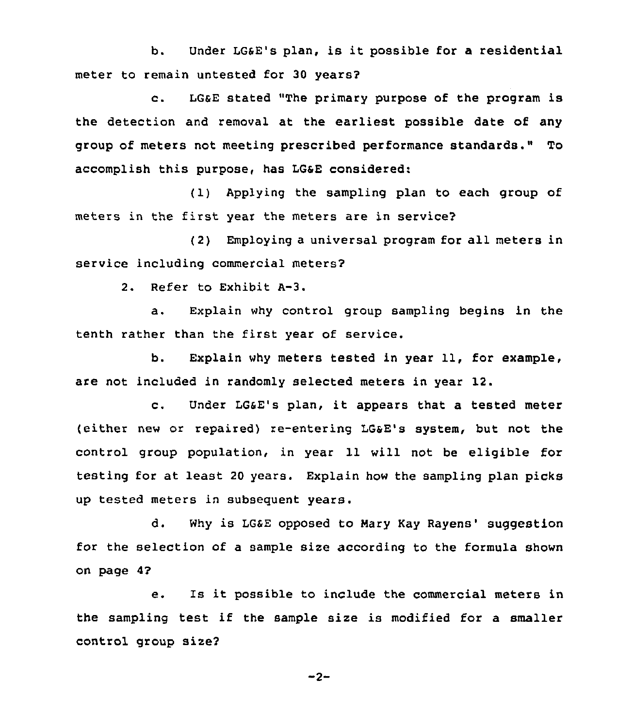b. Under LG&E's plan, is it possible for a residential meter to remain untested for 30 years?

c. LG&E stated "The primary purpose of the program is the detection and removal at the earliest possible date of any group of meters not meeting prescribed performance standards." To accomplish this purpose, has LG&E considered:

(1) Applying the sampling plan to each group of meters in the first year the meters are in service?

(2) Employing a universal program for all meters in service including commercial meters?

2. Refer to Exhibit A-3.

a. Explain why control group sampling begins in the tenth rather than the first year of service.

b. Explain why meters tested in year 11, for example, are not included in randomly selected meters in year 12.

c. Under LG&E's plan, it appears that a tested meter (either new or repaired) re-entering LG&E's system, but not the control group population, in year 11 will not be eligible for testing for at least 20 years. Explain how the sampling plan picks up tested meters in subsequent years.

d. Why is LG&E opposed to Mary Kay Rayens' suggestion for the selection of a sample size according to the formula shown on page 4?

e. Is it possible to include the commercial meters in the sampling test if the sample size is modified for a smaller control group size?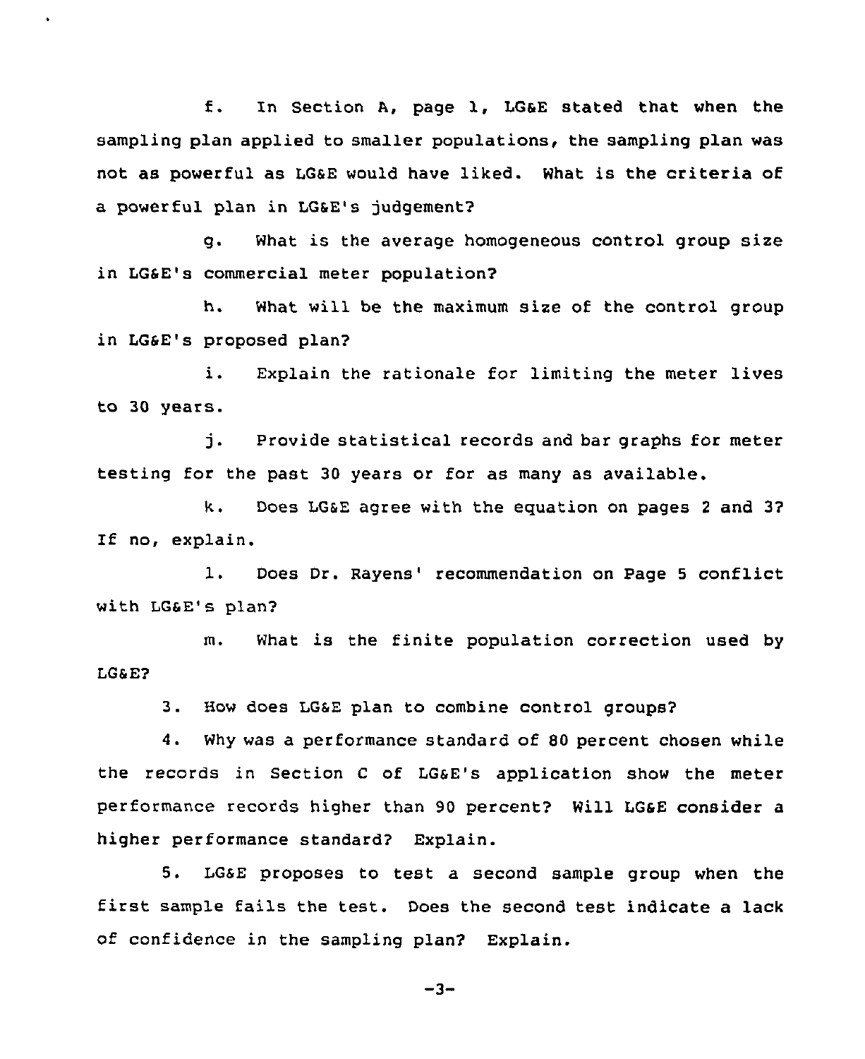f. In Section A, page 1, LG&E stated that when the sampling plan applied to smaller populations, the sampling plan was not as powerful as LG&E would have liked. What is the criteria of a powerful plan in LG&E's judgement?

g. What is the average homogeneous control group size in LG&E's commercial meter population?

h. What will be the maximum size of the control group in LG&E's proposed plan?

i. Explain the rationale for limiting the meter lives to 30 years.

j. Provide statistical records and bar graphs for meter testing for the past 30 years or for as many as available.

k. Does LG&E agree with the equation on pages 2 and 3? If no, explain.

l. Does Dr. Rayens' recommendation on Page 5 conflict with LG&E's plan?

m. What is the finite population correction used by LG&E?

3. How does LG&E plan to combine control groups?

4. Why was a performance standard of 80 percent chosen while the records in Section C of LG&E's application show the meter performance records higher than 90 percent? Will LG&E consider a higher performance standard? Explain.

5. LG&E proposes to test a second sample group when the first sample fails the test. Does the second test indicate a lack of confidence in the sampling plan? Explain.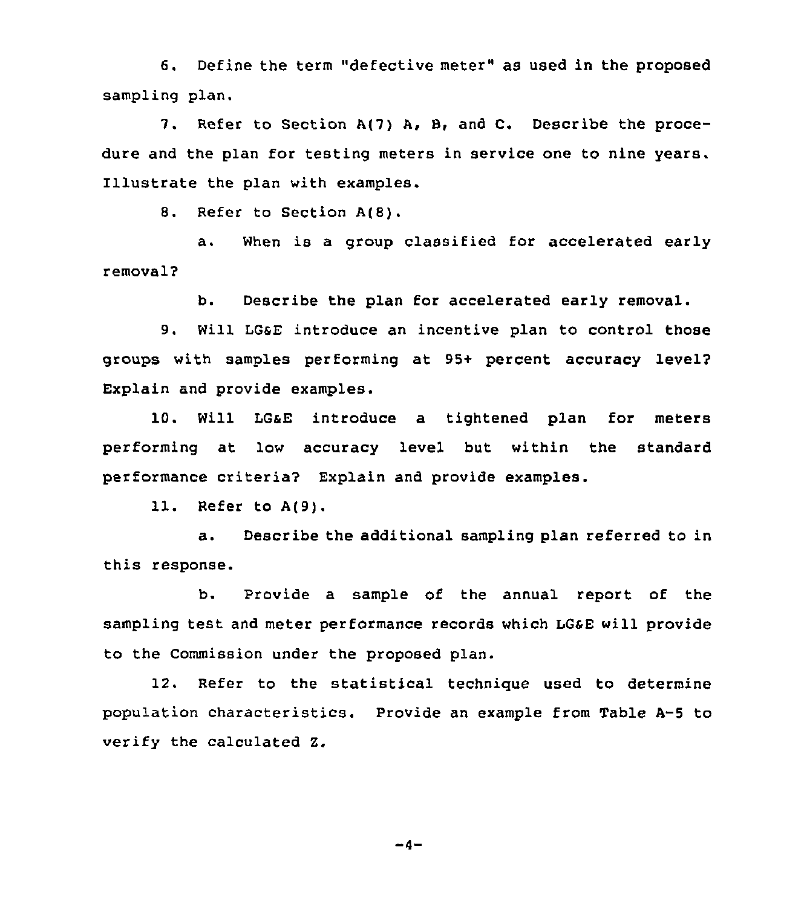6. Define the term "defective meter" as used in the proposed sampling plan.

7. Refer to Section A(7) A, B, and C. Describe the procedure and the plan for testing meters in service one to nine years. Illustrate the plan with examples.

8. Refer to Section A(8).

a. When is a group classified for accelerated early removal?

b. Describe the plan for accelerated early removal.

9. Will LG&E introduce an incentive plan to control those groups with samples performing at 95+ percent accuracy level? Explain and provide examples.

10. Will LG&E introduce a tightened plan for meters performing at low accuracy level but within the standard performance criteria? Explain and provide examples.

11. Refer to A(9).

a. Describe the additional sampling plan referred to in this response.

b. Provide a sample of the annual report of the sampling test and meter performance records which LG&E will provide to the Commission under the proposed plan.

12. Refer to the statistical technique used to determine population characteristics. Provide an example from Table A-5 to verify the calculated Z.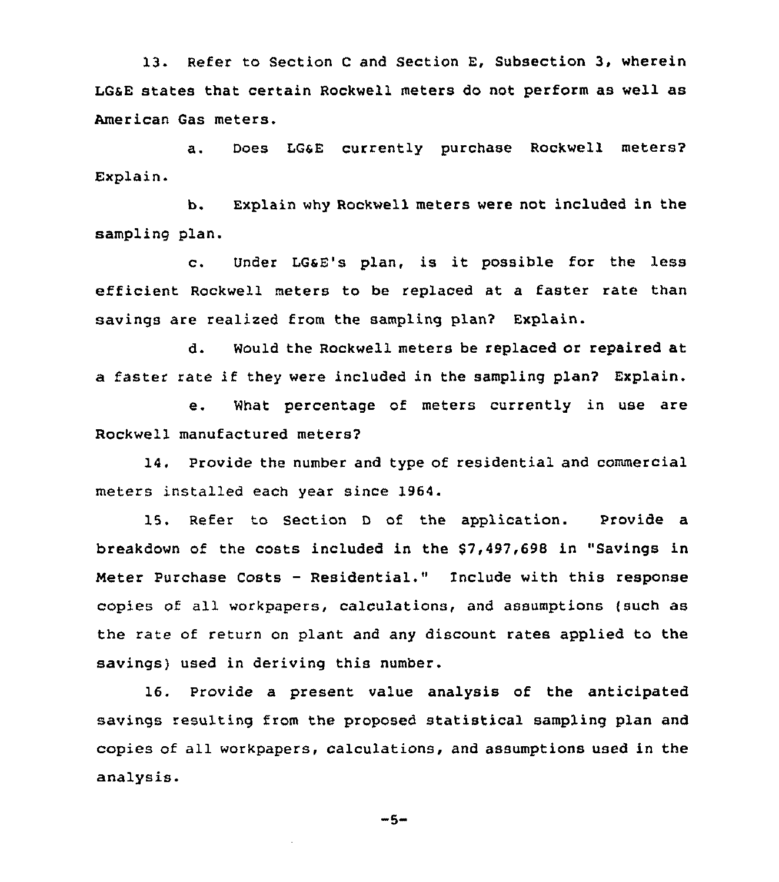13. Refer to Section C and Section E, Subsection 3, wherein LG&E states that certain Rockwell meters do not perform as well as American Gas meters.

a. Does LG&E currently purchase Rockwell meters? Explain.

b. Explain why Rockwell meters were not included in the sampling plan.

c. Under LG&E's plan, is it possible for the less efficient Rockwell meters to be replaced at a faster rate than savings are realized from the sampling plan? Explain.

d. Would the Rockwell meters be replaced or repaired at a faster rate if they were included in the sampling plan? Explain.

e. What percentage of meters currently in use are Rockwell manufactured meters?

14. Provide the number and type of residential and commercial meters installed each year since 1964.

15. Refer to Section D of the application. Provide a breakdown of the costs included in the $7,497,698 in "Savings in Meter Purchase Costs - Residential." Include with this response copies of all workpapers, calculations, and assumptions (such as the rate of return on plant and any discount rates applied to the savings) used in deriving this number.

16. Provide a present value analysis of the anticipated savings resulting from the proposed statistical sampling plan and copies of all workpapers, calculations, and assumptions used in the analysis.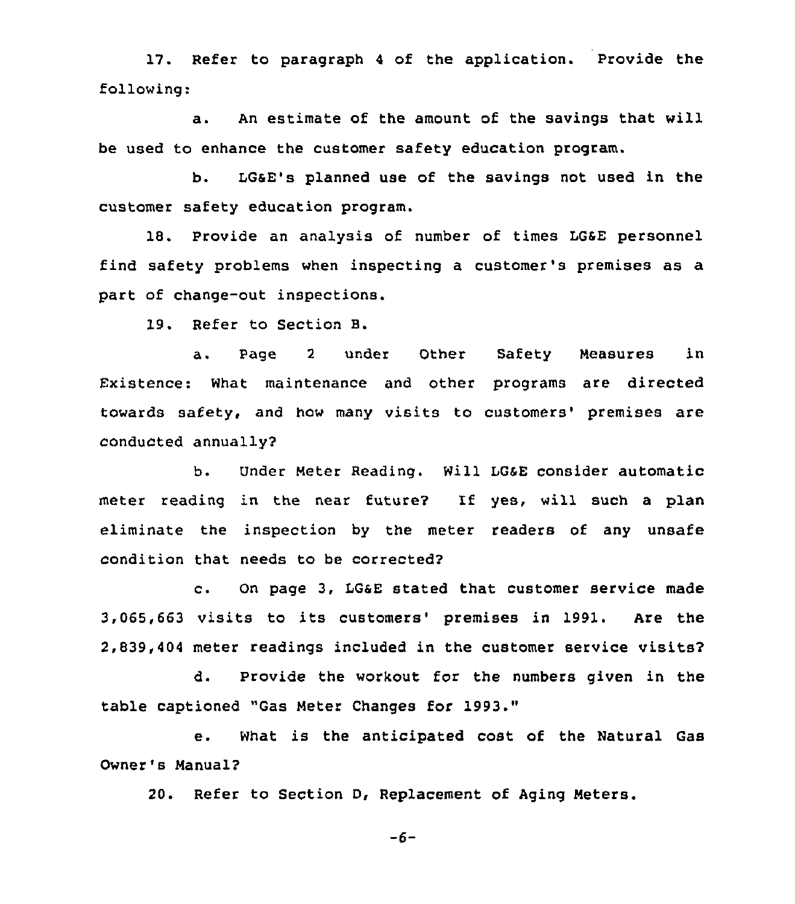17. Refer to paragraph 4 of the application. Provide the following:

a. An estimate of the amount of the savings that will be used to enhance the customer safety education program.

b. LG&E's planned use of the savings not used in the customer safety education program.

18. Provide an analysis of number of times LG&E personnel find safety problems when inspecting a customer's premises as a part of change-out inspections.

19. Refer to Section B.

a. Page 2 under Other Safety Measures in Existence: What maintenance and other programs are directed towards safety, and how many visits to customers' premises are conducted annually?

b. Under Meter Reading. Will LG&E consider automatic meter reading in the near future? If yes, will such a plan eliminate the inspection by the meter readers of any unsafe condition that needs to be corrected?

c. On page 3, LG&E stated that customer service made 3,065,663 visits to its customers' premises in 1991. Are the 2,839,404 meter readings included in the customer service visits?

d. Provide the workout for the numbers given in the table captioned "Gas Meter Changes for 1993."

e. What is the anticipated cost of the Natural Gas Owner's Manual?

20. Refer to Section D, Replacement of Aging Meters.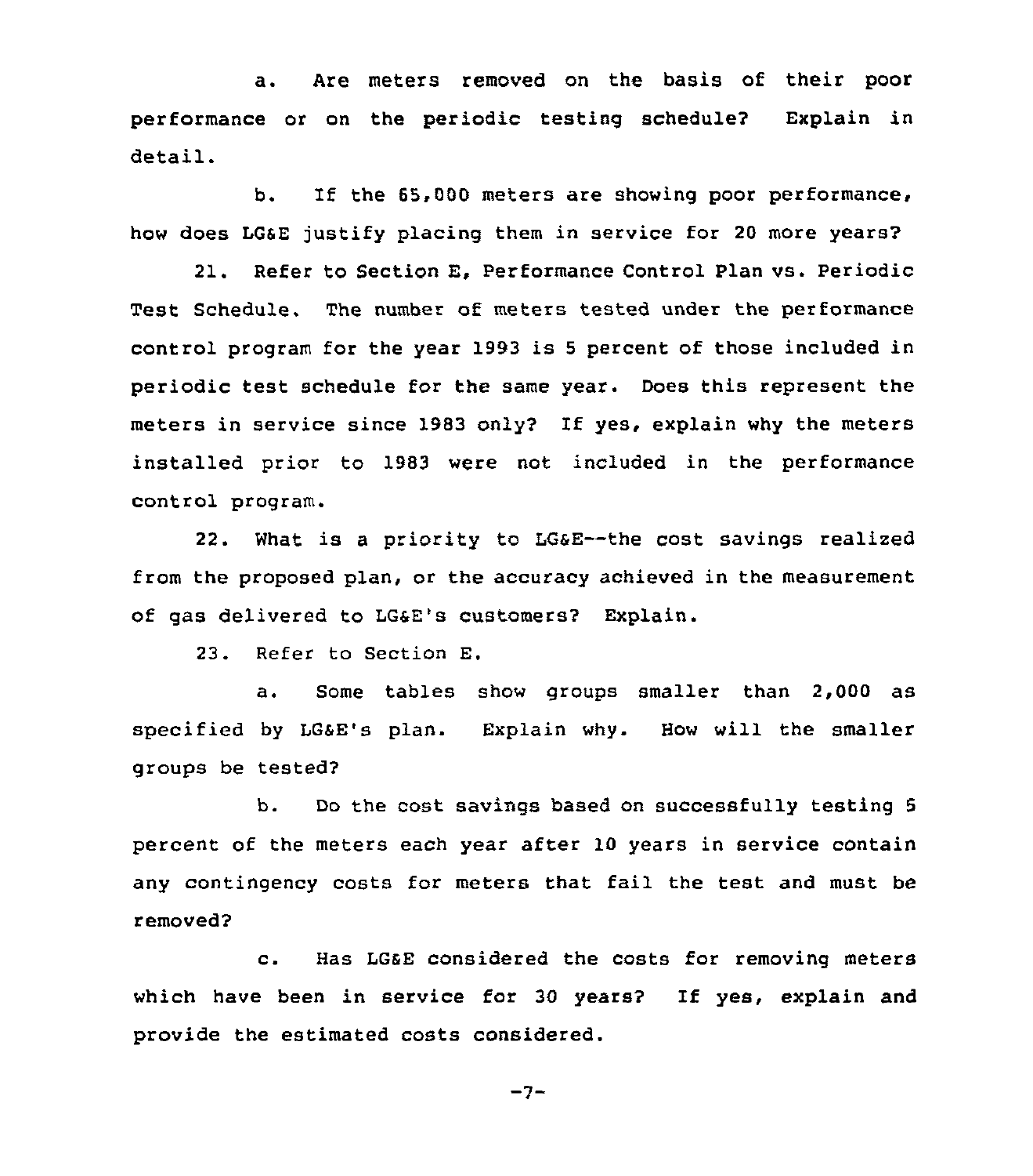a. Are meters removed on the basis of their poor performance or on the periodic testing schedule? Explain in detail.

b. If the 65,000 meters are showing poor performance, how does LG&E justify placing them in service for 20 more years?

21. Refer to Section E, Performance Control Plan vs. Periodic Test Schedule. The number of meters tested under the performance control program for the year 1993 is 5 percent of those included in periodic test schedule for the same year. Does this represent the meters in service since 1983 only? If yes, explain why the meters installed prior to 1983 were not included in the performance control program.

22. What is a priority to LG&E--the cost savings realized from the proposed plan, or the accuracy achieved in the measurement of gas delivered to LG&E's customers? Explain.

23. Refer to Section E.

a. Some tables show groups smaller than 2,000 as specified by LG&E's plan. Explain why. How will the smaller groups be tested?

b. Do the cost savings based on successfully testing 5 percent of the meters each year after 10 years in service contain any contingency costs for meters that fail the test and must be removed?

c. Has LG&E considered the costs for removing meters which have been in service for 30 years? If yes, explain and provide the estimated costs considered.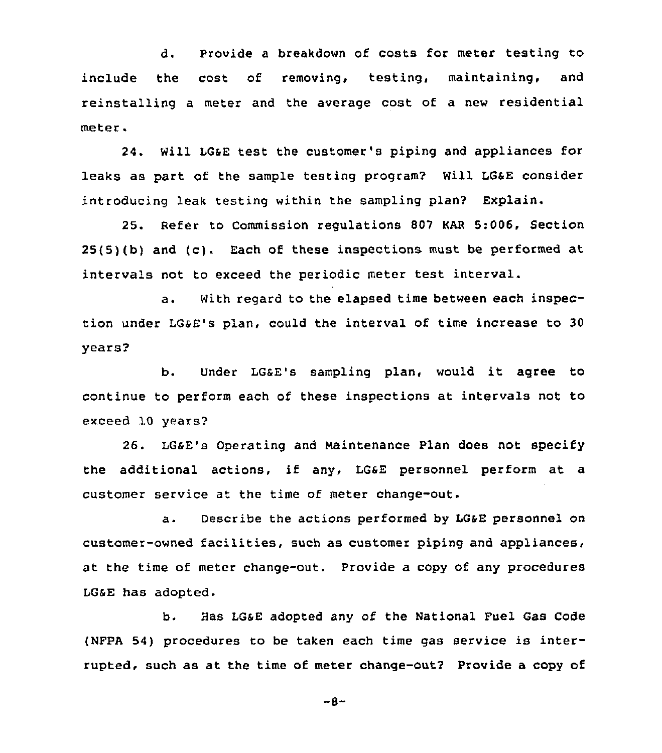d. Provide a breakdown of costs for meter testing to include the cost of removing, testing, maintaining, and reinstalling a meter and the average cost of a new residential meter.

24. Will LG&E test the customer's piping and appliances for leaks as part of the sample testing program? Will LG&E consider introducing leak testing within the sampling plan? Explain.

25. Refer to Commission regulations 807 KAR 5:006, Section 25(5)(b) and (c). Each of these inspections must be performed at intervals not to exceed the periodic meter test interval.

a. With regard to the elapsed time between each inspection under LG&E's plan, could the interval of time increase to 30 years?

b. Under LG&E's sampling plan, would it agree to continue to perform each of these inspections at intervals not to exceed 10 years?

26. LG&E's Operating and Maintenance Plan does not specify the additional actions, if any, LG&E personnel perform at a customer service at the time of meter change-out.

a. Describe the actions performed by LG&E personnel on customer-owned facilities, such as customer piping and appliances, at the time of meter change-out. Provide a copy of any procedures LG&E has adopted.

b. Has LG&E adopted any of the National Fuel Gas Code (NFPA 54) procedures to be taken each time gas service is interrupted, such as at the time of meter change-out? Provide a copy of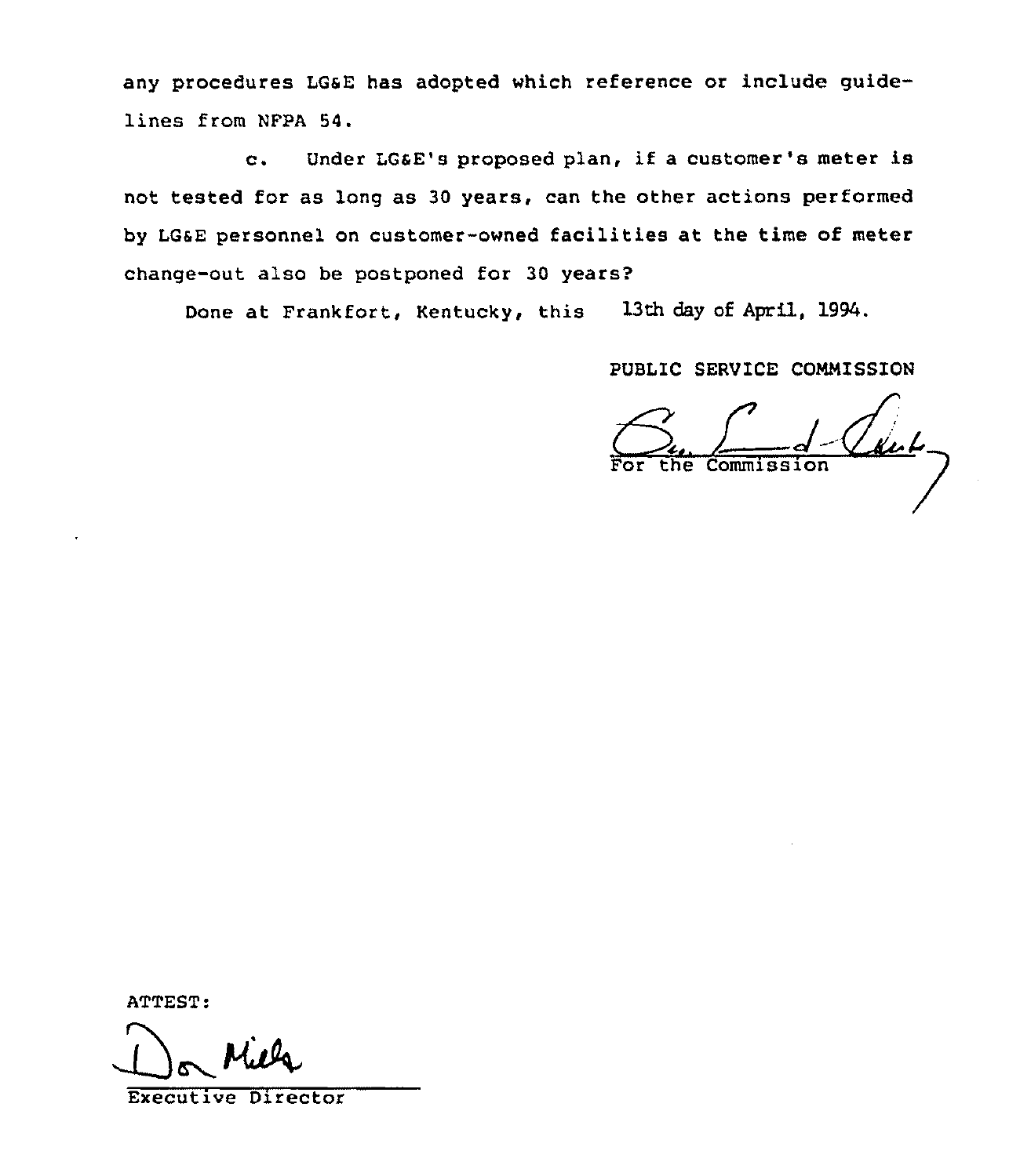any procedures LG&E has adopted which reference or include guidelines from NFPA 54.

c. Under LG&E's proposed plan, if a customer's meter is not tested for as long as 30 years, can the other actions performed by LG&E personnel on customer-owned facilities at the time of meter change-out also be postponed for 30 years?

Done at Frankfort, Kentucky, this 13th day of April, 1994.

PUBLIC SERVICE COMMISSION

For the Commission

ATTEST:

Executive Director